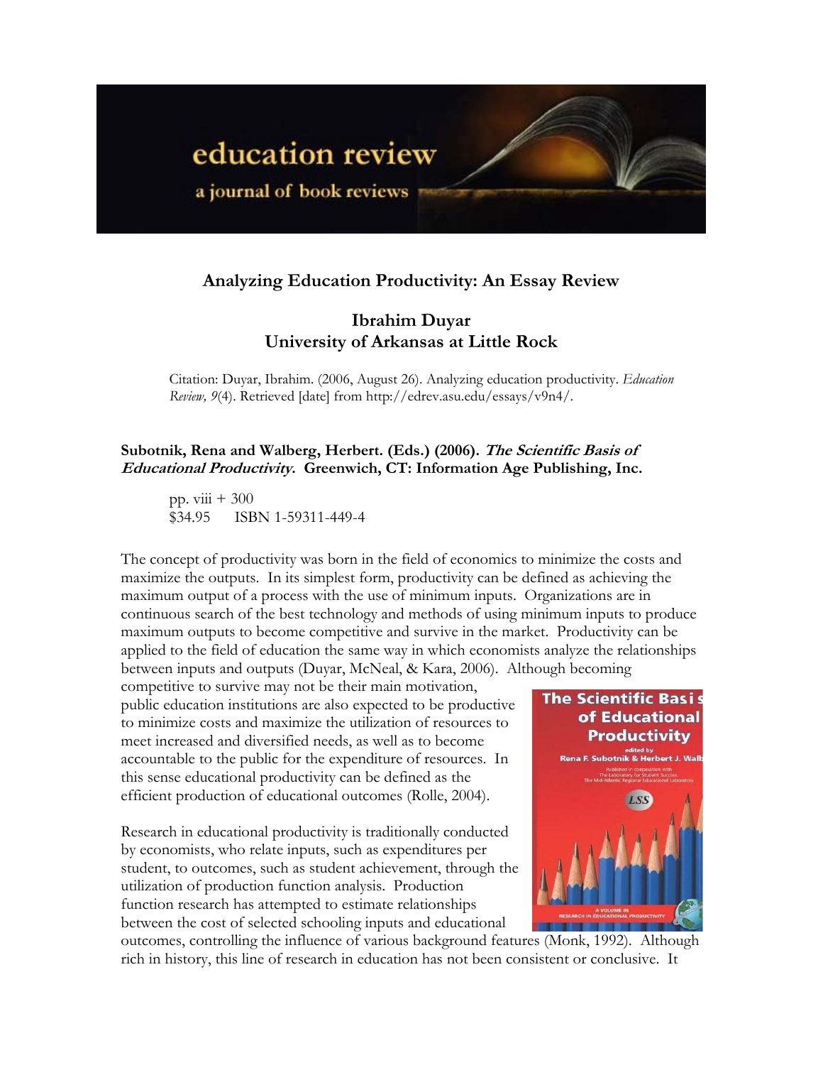# Analyzing Education Productivity: An Essay Review

## Ibrahim Duyar
## University of Arkansas at Little Rock

Citation: Duyar, Ibrahim. (2006, August 26). Analyzing education productivity. *Education Review, 9*(4). Retrieved [date] from http://edrev.asu.edu/essays/v9n4/.

**Subotnik, Rena and Walberg, Herbert. (Eds.) (2006). *The Scientific Basis of Educational Productivity*. Greenwich, CT: Information Age Publishing, Inc.**

pp. viii + 300
$34.95 ISBN 1-59311-449-4

The concept of productivity was born in the field of economics to minimize the costs and maximize the outputs. In its simplest form, productivity can be defined as achieving the maximum output of a process with the use of minimum inputs. Organizations are in continuous search of the best technology and methods of using minimum inputs to produce maximum outputs to become competitive and survive in the market. Productivity can be applied to the field of education the same way in which economists analyze the relationships between inputs and outputs (Duyar, McNeal, & Kara, 2006). Although becoming competitive to survive may not be their main motivation, public education institutions are also expected to be productive to minimize costs and maximize the utilization of resources to meet increased and diversified needs, as well as to become accountable to the public for the expenditure of resources. In this sense educational productivity can be defined as the efficient production of educational outcomes (Rolle, 2004).

Research in educational productivity is traditionally conducted by economists, who relate inputs, such as expenditures per student, to outcomes, such as student achievement, through the utilization of production function analysis. Production function research has attempted to estimate relationships between the cost of selected schooling inputs and educational outcomes, controlling the influence of various background features (Monk, 1992). Although rich in history, this line of research in education has not been consistent or conclusive. It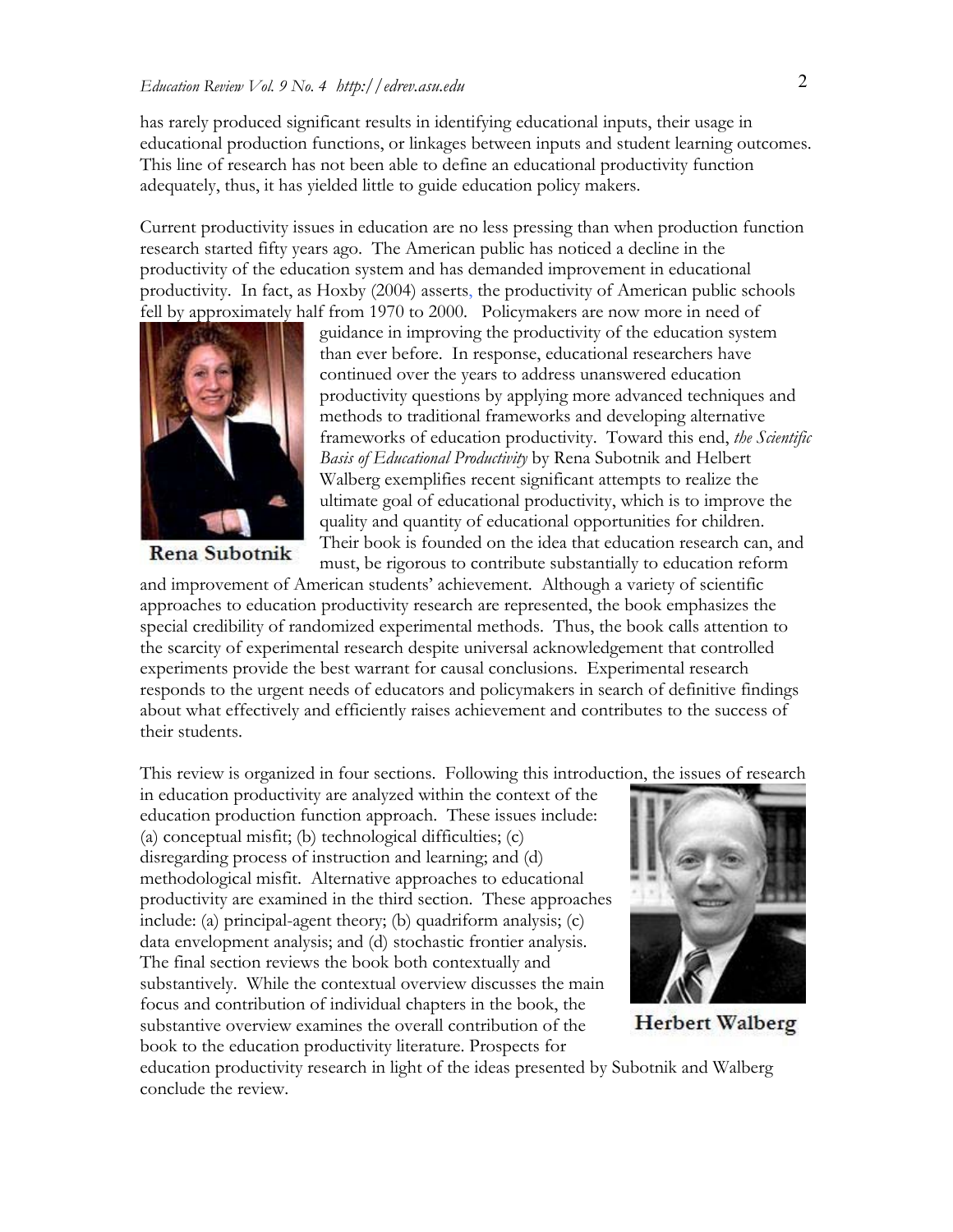has rarely produced significant results in identifying educational inputs, their usage in educational production functions, or linkages between inputs and student learning outcomes. This line of research has not been able to define an educational productivity function adequately, thus, it has yielded little to guide education policy makers.

Current productivity issues in education are no less pressing than when production function research started fifty years ago. The American public has noticed a decline in the productivity of the education system and has demanded improvement in educational productivity. In fact, as Hoxby (2004) asserts, the productivity of American public schools fell by approximately half from 1970 to 2000. Policymakers are now more in need of guidance in improving the productivity of the education system than ever before. In response, educational researchers have continued over the years to address unanswered education productivity questions by applying more advanced techniques and methods to traditional frameworks and developing alternative frameworks of education productivity. Toward this end, *the Scientific Basis of Educational Productivity* by Rena Subotnik and Helbert Walberg exemplifies recent significant attempts to realize the ultimate goal of educational productivity, which is to improve the quality and quantity of educational opportunities for children. Their book is founded on the idea that education research can, and must, be rigorous to contribute substantially to education reform and improvement of American students' achievement. Although a variety of scientific approaches to education productivity research are represented, the book emphasizes the special credibility of randomized experimental methods. Thus, the book calls attention to the scarcity of experimental research despite universal acknowledgement that controlled experiments provide the best warrant for causal conclusions. Experimental research responds to the urgent needs of educators and policymakers in search of definitive findings about what effectively and efficiently raises achievement and contributes to the success of their students.

Rena Subotnik

This review is organized in four sections. Following this introduction, the issues of research in education productivity are analyzed within the context of the education production function approach. These issues include: (a) conceptual misfit; (b) technological difficulties; (c) disregarding process of instruction and learning; and (d) methodological misfit. Alternative approaches to educational productivity are examined in the third section. These approaches include: (a) principal-agent theory; (b) quadriform analysis; (c) data envelopment analysis; and (d) stochastic frontier analysis. The final section reviews the book both contextually and substantively. While the contextual overview discusses the main focus and contribution of individual chapters in the book, the substantive overview examines the overall contribution of the book to the education productivity literature. Prospects for education productivity research in light of the ideas presented by Subotnik and Walberg conclude the review.

Herbert Walberg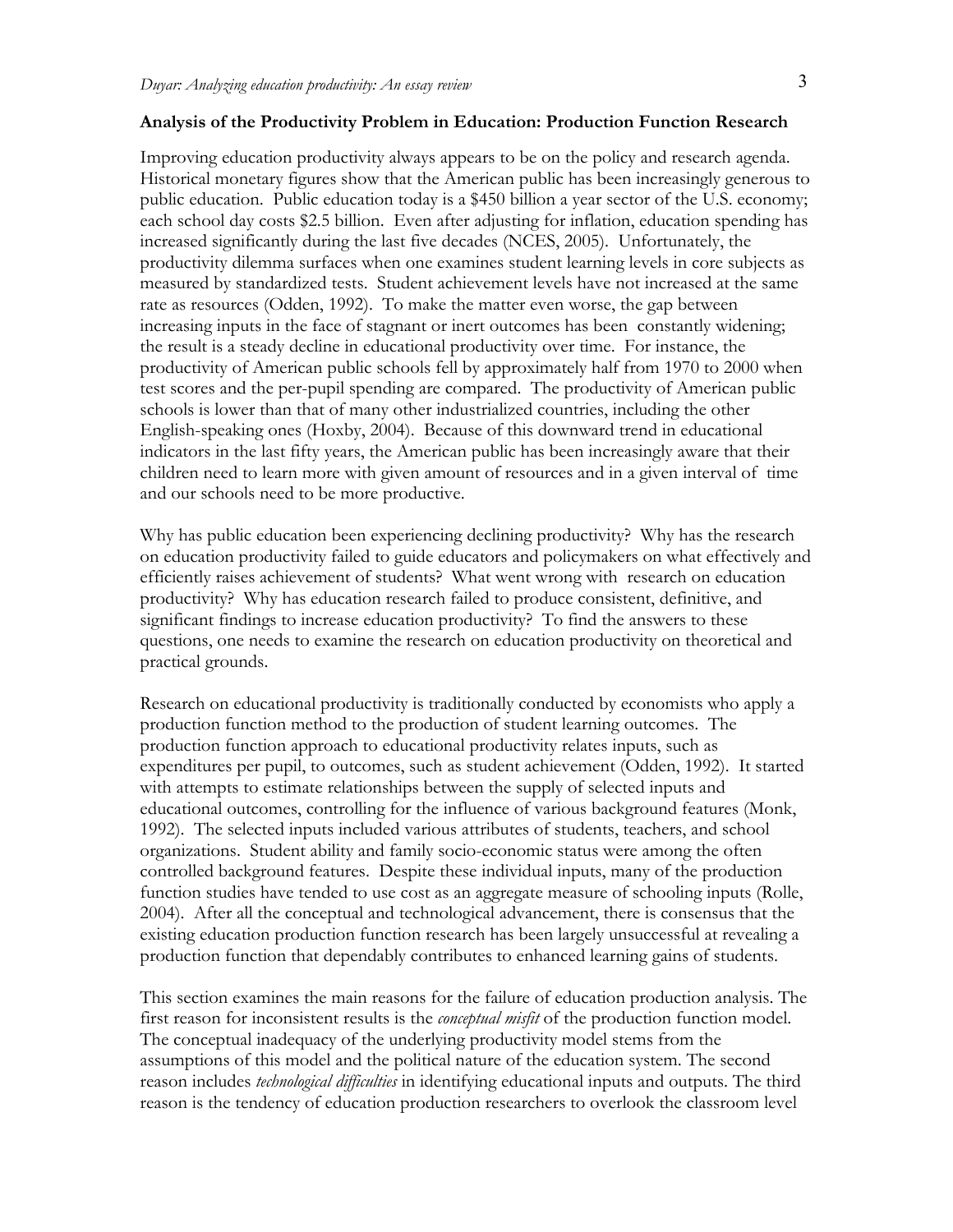**Analysis of the Productivity Problem in Education: Production Function Research**

Improving education productivity always appears to be on the policy and research agenda. Historical monetary figures show that the American public has been increasingly generous to public education. Public education today is a $450 billion a year sector of the U.S. economy; each school day costs $2.5 billion. Even after adjusting for inflation, education spending has increased significantly during the last five decades (NCES, 2005). Unfortunately, the productivity dilemma surfaces when one examines student learning levels in core subjects as measured by standardized tests. Student achievement levels have not increased at the same rate as resources (Odden, 1992). To make the matter even worse, the gap between increasing inputs in the face of stagnant or inert outcomes has been constantly widening; the result is a steady decline in educational productivity over time. For instance, the productivity of American public schools fell by approximately half from 1970 to 2000 when test scores and the per-pupil spending are compared. The productivity of American public schools is lower than that of many other industrialized countries, including the other English-speaking ones (Hoxby, 2004). Because of this downward trend in educational indicators in the last fifty years, the American public has been increasingly aware that their children need to learn more with given amount of resources and in a given interval of time and our schools need to be more productive.

Why has public education been experiencing declining productivity? Why has the research on education productivity failed to guide educators and policymakers on what effectively and efficiently raises achievement of students? What went wrong with research on education productivity? Why has education research failed to produce consistent, definitive, and significant findings to increase education productivity? To find the answers to these questions, one needs to examine the research on education productivity on theoretical and practical grounds.

Research on educational productivity is traditionally conducted by economists who apply a production function method to the production of student learning outcomes. The production function approach to educational productivity relates inputs, such as expenditures per pupil, to outcomes, such as student achievement (Odden, 1992). It started with attempts to estimate relationships between the supply of selected inputs and educational outcomes, controlling for the influence of various background features (Monk, 1992). The selected inputs included various attributes of students, teachers, and school organizations. Student ability and family socio-economic status were among the often controlled background features. Despite these individual inputs, many of the production function studies have tended to use cost as an aggregate measure of schooling inputs (Rolle, 2004). After all the conceptual and technological advancement, there is consensus that the existing education production function research has been largely unsuccessful at revealing a production function that dependably contributes to enhanced learning gains of students.

This section examines the main reasons for the failure of education production analysis. The first reason for inconsistent results is the *conceptual misfit* of the production function model. The conceptual inadequacy of the underlying productivity model stems from the assumptions of this model and the political nature of the education system. The second reason includes *technological difficulties* in identifying educational inputs and outputs. The third reason is the tendency of education production researchers to overlook the classroom level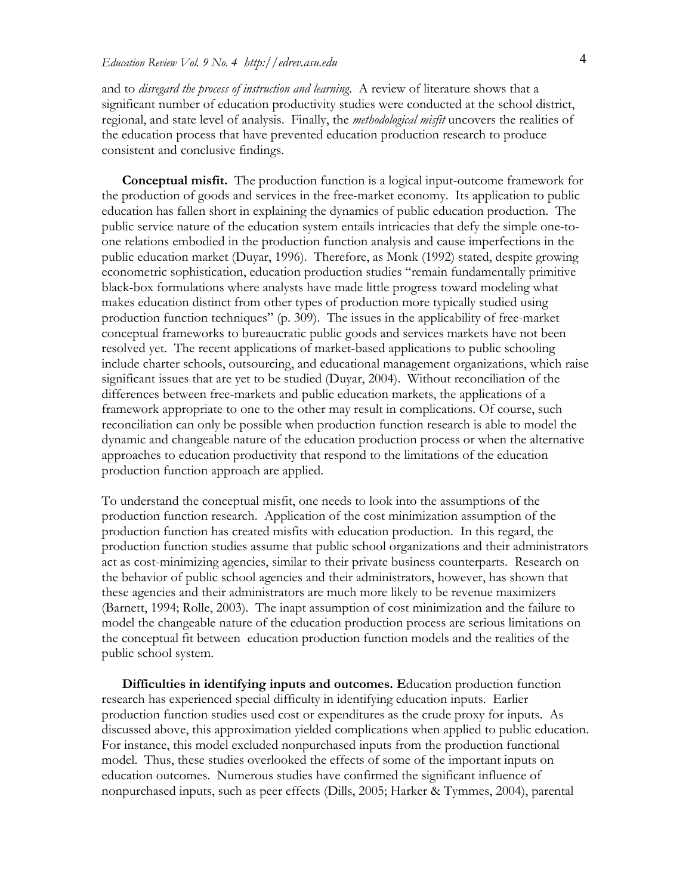and to *disregard the process of instruction and learning*. A review of literature shows that a significant number of education productivity studies were conducted at the school district, regional, and state level of analysis. Finally, the *methodological misfit* uncovers the realities of the education process that have prevented education production research to produce consistent and conclusive findings.

**Conceptual misfit.** The production function is a logical input-outcome framework for the production of goods and services in the free-market economy. Its application to public education has fallen short in explaining the dynamics of public education production. The public service nature of the education system entails intricacies that defy the simple one-to-one relations embodied in the production function analysis and cause imperfections in the public education market (Duyar, 1996). Therefore, as Monk (1992) stated, despite growing econometric sophistication, education production studies "remain fundamentally primitive black-box formulations where analysts have made little progress toward modeling what makes education distinct from other types of production more typically studied using production function techniques" (p. 309). The issues in the applicability of free-market conceptual frameworks to bureaucratic public goods and services markets have not been resolved yet. The recent applications of market-based applications to public schooling include charter schools, outsourcing, and educational management organizations, which raise significant issues that are yet to be studied (Duyar, 2004). Without reconciliation of the differences between free-markets and public education markets, the applications of a framework appropriate to one to the other may result in complications. Of course, such reconciliation can only be possible when production function research is able to model the dynamic and changeable nature of the education production process or when the alternative approaches to education productivity that respond to the limitations of the education production function approach are applied.

To understand the conceptual misfit, one needs to look into the assumptions of the production function research. Application of the cost minimization assumption of the production function has created misfits with education production. In this regard, the production function studies assume that public school organizations and their administrators act as cost-minimizing agencies, similar to their private business counterparts. Research on the behavior of public school agencies and their administrators, however, has shown that these agencies and their administrators are much more likely to be revenue maximizers (Barnett, 1994; Rolle, 2003). The inapt assumption of cost minimization and the failure to model the changeable nature of the education production process are serious limitations on the conceptual fit between education production function models and the realities of the public school system.

**Difficulties in identifying inputs and outcomes. E**ducation production function research has experienced special difficulty in identifying education inputs. Earlier production function studies used cost or expenditures as the crude proxy for inputs. As discussed above, this approximation yielded complications when applied to public education. For instance, this model excluded nonpurchased inputs from the production functional model. Thus, these studies overlooked the effects of some of the important inputs on education outcomes. Numerous studies have confirmed the significant influence of nonpurchased inputs, such as peer effects (Dills, 2005; Harker & Tymmes, 2004), parental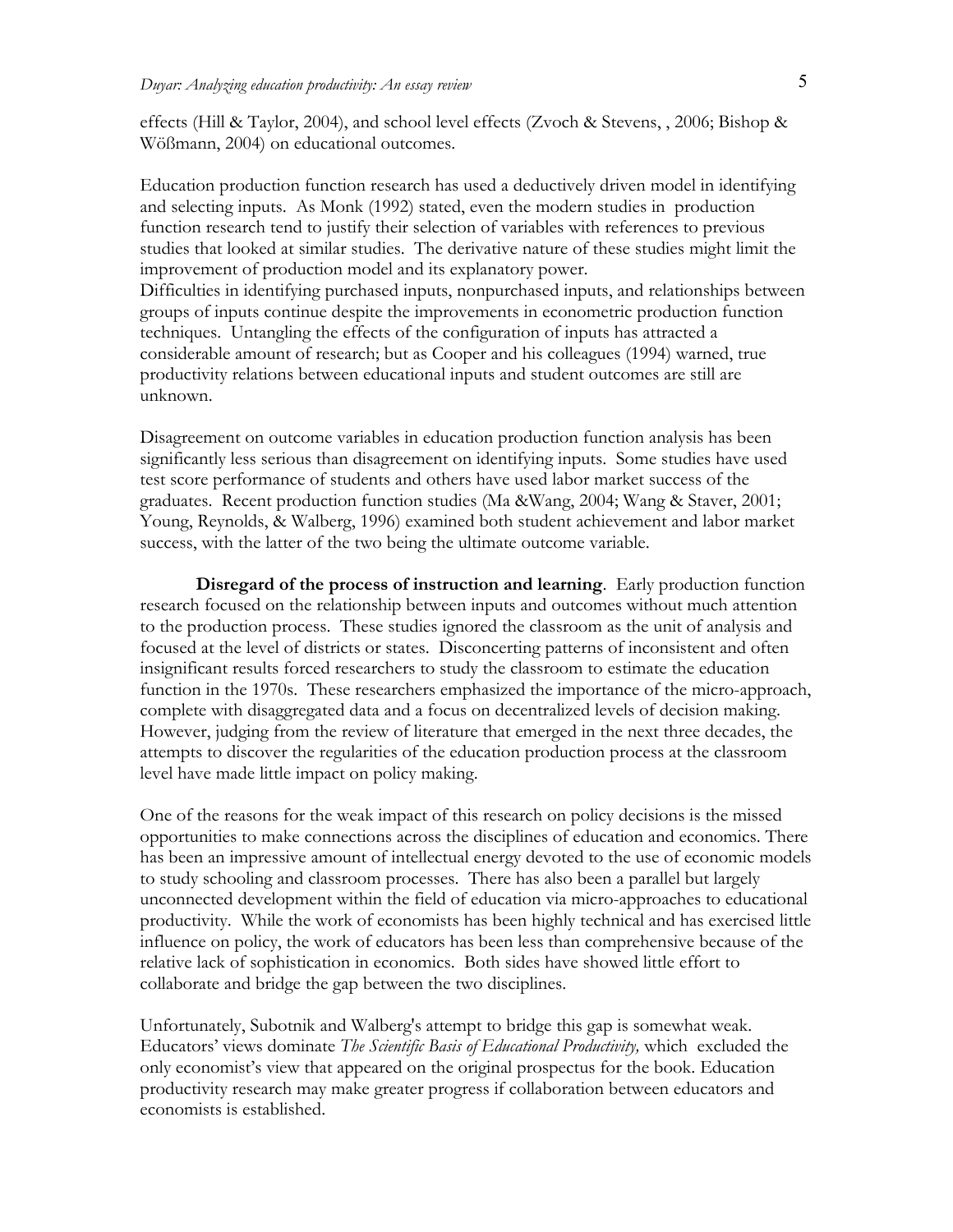effects (Hill & Taylor, 2004), and school level effects (Zvoch & Stevens, , 2006; Bishop & Wößmann, 2004) on educational outcomes.

Education production function research has used a deductively driven model in identifying and selecting inputs. As Monk (1992) stated, even the modern studies in production function research tend to justify their selection of variables with references to previous studies that looked at similar studies. The derivative nature of these studies might limit the improvement of production model and its explanatory power.
Difficulties in identifying purchased inputs, nonpurchased inputs, and relationships between groups of inputs continue despite the improvements in econometric production function techniques. Untangling the effects of the configuration of inputs has attracted a considerable amount of research; but as Cooper and his colleagues (1994) warned, true productivity relations between educational inputs and student outcomes are still are unknown.

Disagreement on outcome variables in education production function analysis has been significantly less serious than disagreement on identifying inputs. Some studies have used test score performance of students and others have used labor market success of the graduates. Recent production function studies (Ma &Wang, 2004; Wang & Staver, 2001; Young, Reynolds, & Walberg, 1996) examined both student achievement and labor market success, with the latter of the two being the ultimate outcome variable.

**Disregard of the process of instruction and learning**. Early production function research focused on the relationship between inputs and outcomes without much attention to the production process. These studies ignored the classroom as the unit of analysis and focused at the level of districts or states. Disconcerting patterns of inconsistent and often insignificant results forced researchers to study the classroom to estimate the education function in the 1970s. These researchers emphasized the importance of the micro-approach, complete with disaggregated data and a focus on decentralized levels of decision making. However, judging from the review of literature that emerged in the next three decades, the attempts to discover the regularities of the education production process at the classroom level have made little impact on policy making.

One of the reasons for the weak impact of this research on policy decisions is the missed opportunities to make connections across the disciplines of education and economics. There has been an impressive amount of intellectual energy devoted to the use of economic models to study schooling and classroom processes. There has also been a parallel but largely unconnected development within the field of education via micro-approaches to educational productivity. While the work of economists has been highly technical and has exercised little influence on policy, the work of educators has been less than comprehensive because of the relative lack of sophistication in economics. Both sides have showed little effort to collaborate and bridge the gap between the two disciplines.

Unfortunately, Subotnik and Walberg's attempt to bridge this gap is somewhat weak. Educators' views dominate *The Scientific Basis of Educational Productivity,* which excluded the only economist's view that appeared on the original prospectus for the book. Education productivity research may make greater progress if collaboration between educators and economists is established.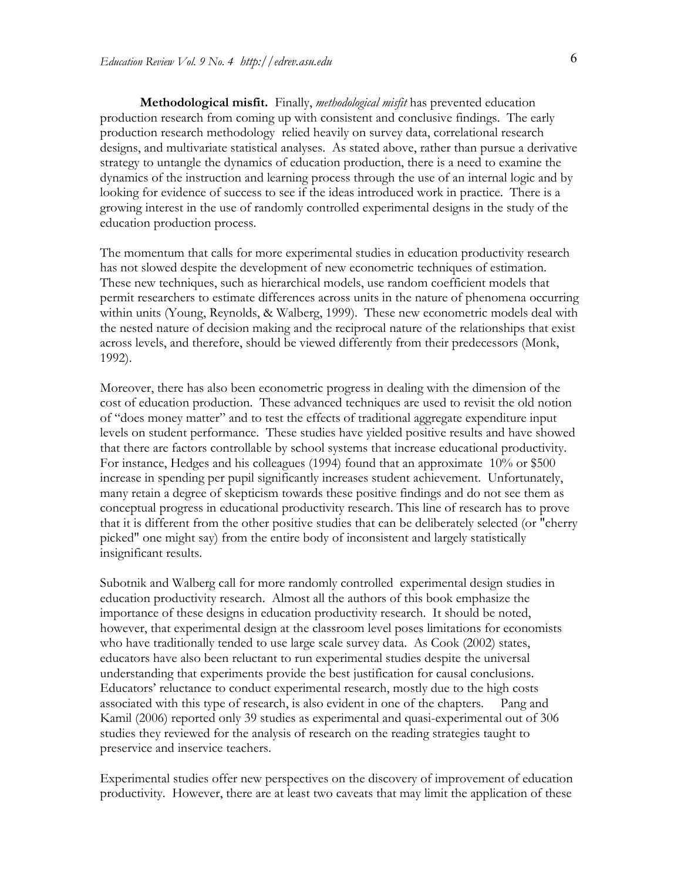**Methodological misfit.** Finally, *methodological misfit* has prevented education production research from coming up with consistent and conclusive findings. The early production research methodology relied heavily on survey data, correlational research designs, and multivariate statistical analyses. As stated above, rather than pursue a derivative strategy to untangle the dynamics of education production, there is a need to examine the dynamics of the instruction and learning process through the use of an internal logic and by looking for evidence of success to see if the ideas introduced work in practice. There is a growing interest in the use of randomly controlled experimental designs in the study of the education production process.

The momentum that calls for more experimental studies in education productivity research has not slowed despite the development of new econometric techniques of estimation. These new techniques, such as hierarchical models, use random coefficient models that permit researchers to estimate differences across units in the nature of phenomena occurring within units (Young, Reynolds, & Walberg, 1999). These new econometric models deal with the nested nature of decision making and the reciprocal nature of the relationships that exist across levels, and therefore, should be viewed differently from their predecessors (Monk, 1992).

Moreover, there has also been econometric progress in dealing with the dimension of the cost of education production. These advanced techniques are used to revisit the old notion of "does money matter" and to test the effects of traditional aggregate expenditure input levels on student performance. These studies have yielded positive results and have showed that there are factors controllable by school systems that increase educational productivity. For instance, Hedges and his colleagues (1994) found that an approximate 10% or $500 increase in spending per pupil significantly increases student achievement. Unfortunately, many retain a degree of skepticism towards these positive findings and do not see them as conceptual progress in educational productivity research. This line of research has to prove that it is different from the other positive studies that can be deliberately selected (or "cherry picked" one might say) from the entire body of inconsistent and largely statistically insignificant results.

Subotnik and Walberg call for more randomly controlled experimental design studies in education productivity research. Almost all the authors of this book emphasize the importance of these designs in education productivity research. It should be noted, however, that experimental design at the classroom level poses limitations for economists who have traditionally tended to use large scale survey data. As Cook (2002) states, educators have also been reluctant to run experimental studies despite the universal understanding that experiments provide the best justification for causal conclusions. Educators' reluctance to conduct experimental research, mostly due to the high costs associated with this type of research, is also evident in one of the chapters. Pang and Kamil (2006) reported only 39 studies as experimental and quasi-experimental out of 306 studies they reviewed for the analysis of research on the reading strategies taught to preservice and inservice teachers.

Experimental studies offer new perspectives on the discovery of improvement of education productivity. However, there are at least two caveats that may limit the application of these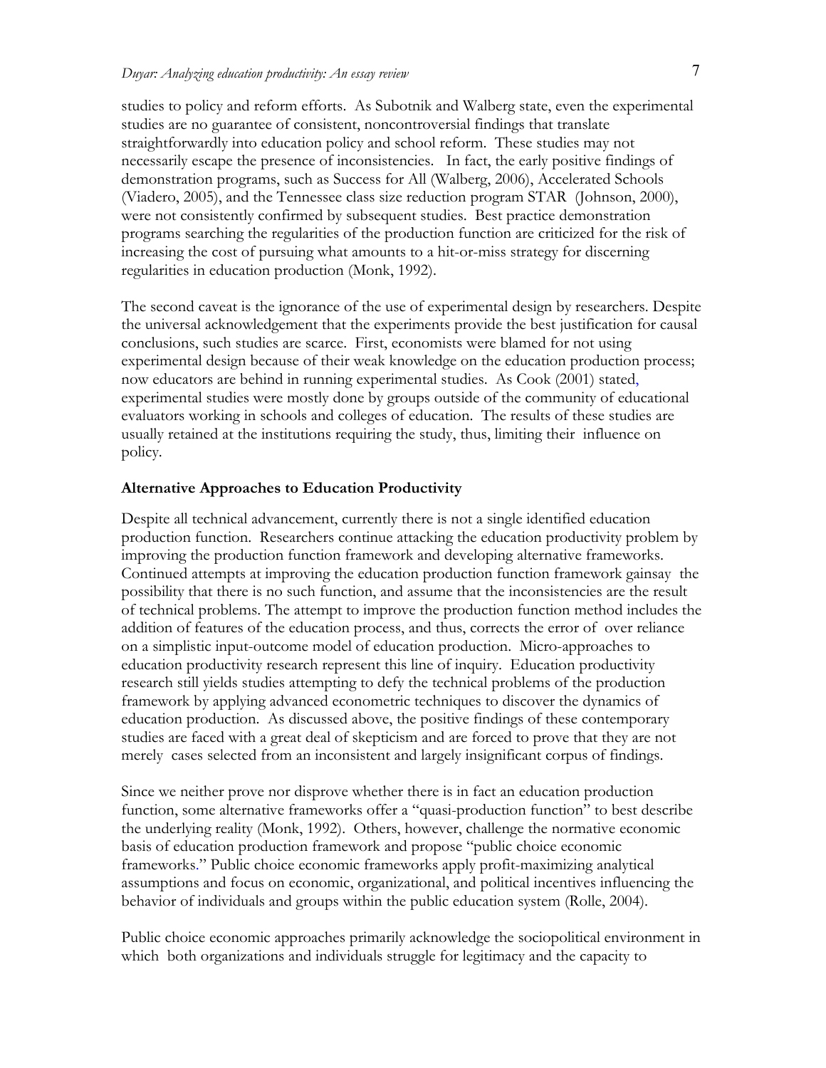studies to policy and reform efforts. As Subotnik and Walberg state, even the experimental studies are no guarantee of consistent, noncontroversial findings that translate straightforwardly into education policy and school reform. These studies may not necessarily escape the presence of inconsistencies. In fact, the early positive findings of demonstration programs, such as Success for All (Walberg, 2006), Accelerated Schools (Viadero, 2005), and the Tennessee class size reduction program STAR (Johnson, 2000), were not consistently confirmed by subsequent studies. Best practice demonstration programs searching the regularities of the production function are criticized for the risk of increasing the cost of pursuing what amounts to a hit-or-miss strategy for discerning regularities in education production (Monk, 1992).

The second caveat is the ignorance of the use of experimental design by researchers. Despite the universal acknowledgement that the experiments provide the best justification for causal conclusions, such studies are scarce. First, economists were blamed for not using experimental design because of their weak knowledge on the education production process; now educators are behind in running experimental studies. As Cook (2001) stated, experimental studies were mostly done by groups outside of the community of educational evaluators working in schools and colleges of education. The results of these studies are usually retained at the institutions requiring the study, thus, limiting their influence on policy.

### Alternative Approaches to Education Productivity

Despite all technical advancement, currently there is not a single identified education production function. Researchers continue attacking the education productivity problem by improving the production function framework and developing alternative frameworks. Continued attempts at improving the education production function framework gainsay the possibility that there is no such function, and assume that the inconsistencies are the result of technical problems. The attempt to improve the production function method includes the addition of features of the education process, and thus, corrects the error of over reliance on a simplistic input-outcome model of education production. Micro-approaches to education productivity research represent this line of inquiry. Education productivity research still yields studies attempting to defy the technical problems of the production framework by applying advanced econometric techniques to discover the dynamics of education production. As discussed above, the positive findings of these contemporary studies are faced with a great deal of skepticism and are forced to prove that they are not merely cases selected from an inconsistent and largely insignificant corpus of findings.

Since we neither prove nor disprove whether there is in fact an education production function, some alternative frameworks offer a "quasi-production function" to best describe the underlying reality (Monk, 1992). Others, however, challenge the normative economic basis of education production framework and propose "public choice economic frameworks." Public choice economic frameworks apply profit-maximizing analytical assumptions and focus on economic, organizational, and political incentives influencing the behavior of individuals and groups within the public education system (Rolle, 2004).

Public choice economic approaches primarily acknowledge the sociopolitical environment in which both organizations and individuals struggle for legitimacy and the capacity to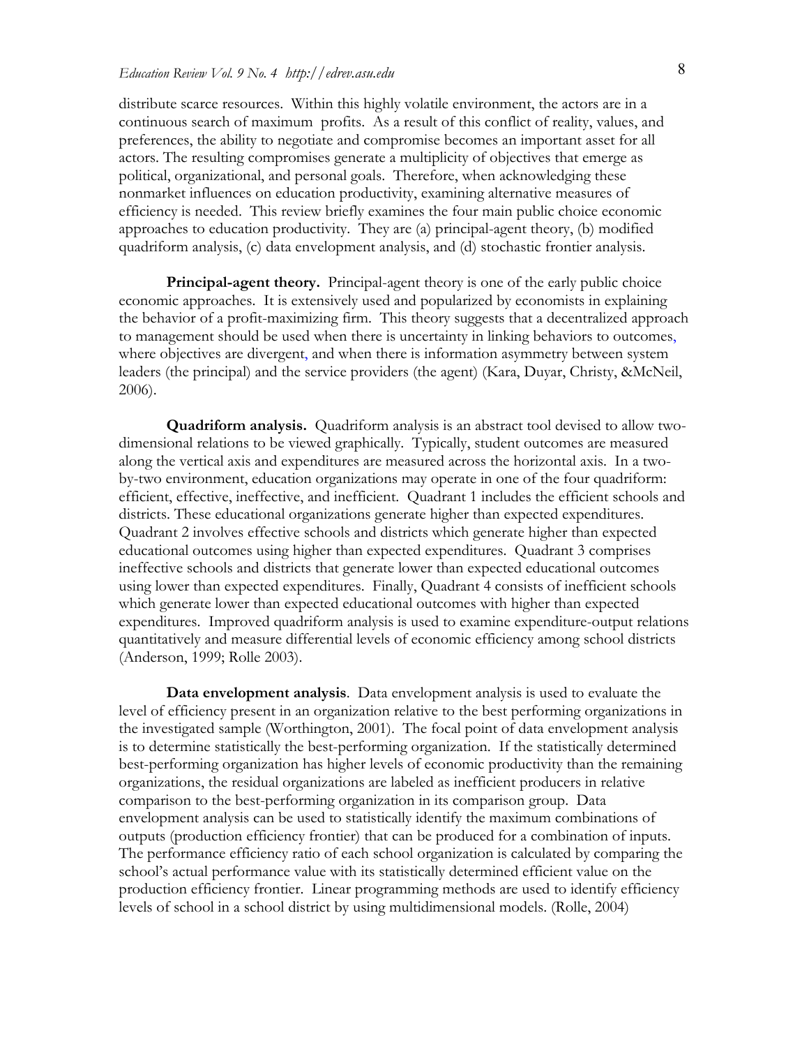distribute scarce resources. Within this highly volatile environment, the actors are in a continuous search of maximum profits. As a result of this conflict of reality, values, and preferences, the ability to negotiate and compromise becomes an important asset for all actors. The resulting compromises generate a multiplicity of objectives that emerge as political, organizational, and personal goals. Therefore, when acknowledging these nonmarket influences on education productivity, examining alternative measures of efficiency is needed. This review briefly examines the four main public choice economic approaches to education productivity. They are (a) principal-agent theory, (b) modified quadriform analysis, (c) data envelopment analysis, and (d) stochastic frontier analysis.

**Principal-agent theory.** Principal-agent theory is one of the early public choice economic approaches. It is extensively used and popularized by economists in explaining the behavior of a profit-maximizing firm. This theory suggests that a decentralized approach to management should be used when there is uncertainty in linking behaviors to outcomes, where objectives are divergent, and when there is information asymmetry between system leaders (the principal) and the service providers (the agent) (Kara, Duyar, Christy, &McNeil, 2006).

**Quadriform analysis.** Quadriform analysis is an abstract tool devised to allow two-dimensional relations to be viewed graphically. Typically, student outcomes are measured along the vertical axis and expenditures are measured across the horizontal axis. In a two-by-two environment, education organizations may operate in one of the four quadriform: efficient, effective, ineffective, and inefficient. Quadrant 1 includes the efficient schools and districts. These educational organizations generate higher than expected expenditures. Quadrant 2 involves effective schools and districts which generate higher than expected educational outcomes using higher than expected expenditures. Quadrant 3 comprises ineffective schools and districts that generate lower than expected educational outcomes using lower than expected expenditures. Finally, Quadrant 4 consists of inefficient schools which generate lower than expected educational outcomes with higher than expected expenditures. Improved quadriform analysis is used to examine expenditure-output relations quantitatively and measure differential levels of economic efficiency among school districts (Anderson, 1999; Rolle 2003).

**Data envelopment analysis**. Data envelopment analysis is used to evaluate the level of efficiency present in an organization relative to the best performing organizations in the investigated sample (Worthington, 2001). The focal point of data envelopment analysis is to determine statistically the best-performing organization. If the statistically determined best-performing organization has higher levels of economic productivity than the remaining organizations, the residual organizations are labeled as inefficient producers in relative comparison to the best-performing organization in its comparison group. Data envelopment analysis can be used to statistically identify the maximum combinations of outputs (production efficiency frontier) that can be produced for a combination of inputs. The performance efficiency ratio of each school organization is calculated by comparing the school's actual performance value with its statistically determined efficient value on the production efficiency frontier. Linear programming methods are used to identify efficiency levels of school in a school district by using multidimensional models. (Rolle, 2004)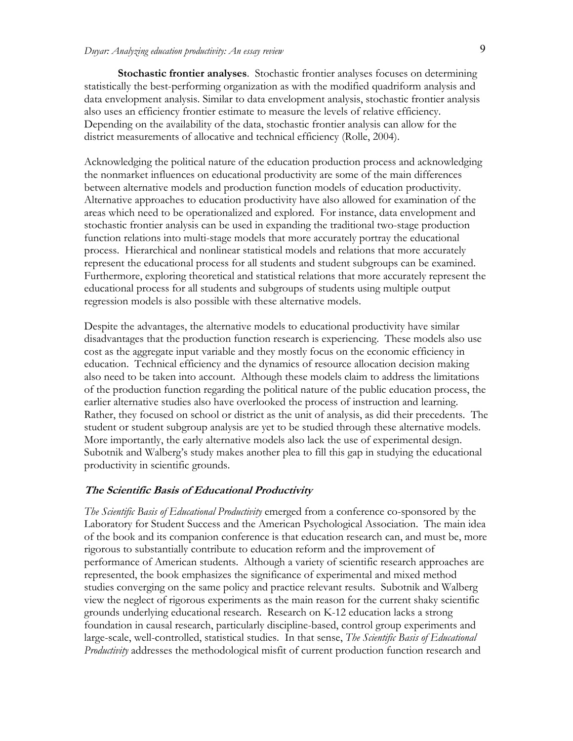**Stochastic frontier analyses**. Stochastic frontier analyses focuses on determining statistically the best-performing organization as with the modified quadriform analysis and data envelopment analysis. Similar to data envelopment analysis, stochastic frontier analysis also uses an efficiency frontier estimate to measure the levels of relative efficiency. Depending on the availability of the data, stochastic frontier analysis can allow for the district measurements of allocative and technical efficiency (Rolle, 2004).

Acknowledging the political nature of the education production process and acknowledging the nonmarket influences on educational productivity are some of the main differences between alternative models and production function models of education productivity. Alternative approaches to education productivity have also allowed for examination of the areas which need to be operationalized and explored. For instance, data envelopment and stochastic frontier analysis can be used in expanding the traditional two-stage production function relations into multi-stage models that more accurately portray the educational process. Hierarchical and nonlinear statistical models and relations that more accurately represent the educational process for all students and student subgroups can be examined. Furthermore, exploring theoretical and statistical relations that more accurately represent the educational process for all students and subgroups of students using multiple output regression models is also possible with these alternative models.

Despite the advantages, the alternative models to educational productivity have similar disadvantages that the production function research is experiencing. These models also use cost as the aggregate input variable and they mostly focus on the economic efficiency in education. Technical efficiency and the dynamics of resource allocation decision making also need to be taken into account. Although these models claim to address the limitations of the production function regarding the political nature of the public education process, the earlier alternative studies also have overlooked the process of instruction and learning. Rather, they focused on school or district as the unit of analysis, as did their precedents. The student or student subgroup analysis are yet to be studied through these alternative models. More importantly, the early alternative models also lack the use of experimental design. Subotnik and Walberg's study makes another plea to fill this gap in studying the educational productivity in scientific grounds.

## *The Scientific Basis of Educational Productivity*

*The Scientific Basis of Educational Productivity* emerged from a conference co-sponsored by the Laboratory for Student Success and the American Psychological Association. The main idea of the book and its companion conference is that education research can, and must be, more rigorous to substantially contribute to education reform and the improvement of performance of American students. Although a variety of scientific research approaches are represented, the book emphasizes the significance of experimental and mixed method studies converging on the same policy and practice relevant results. Subotnik and Walberg view the neglect of rigorous experiments as the main reason for the current shaky scientific grounds underlying educational research. Research on K-12 education lacks a strong foundation in causal research, particularly discipline-based, control group experiments and large-scale, well-controlled, statistical studies. In that sense, *The Scientific Basis of Educational Productivity* addresses the methodological misfit of current production function research and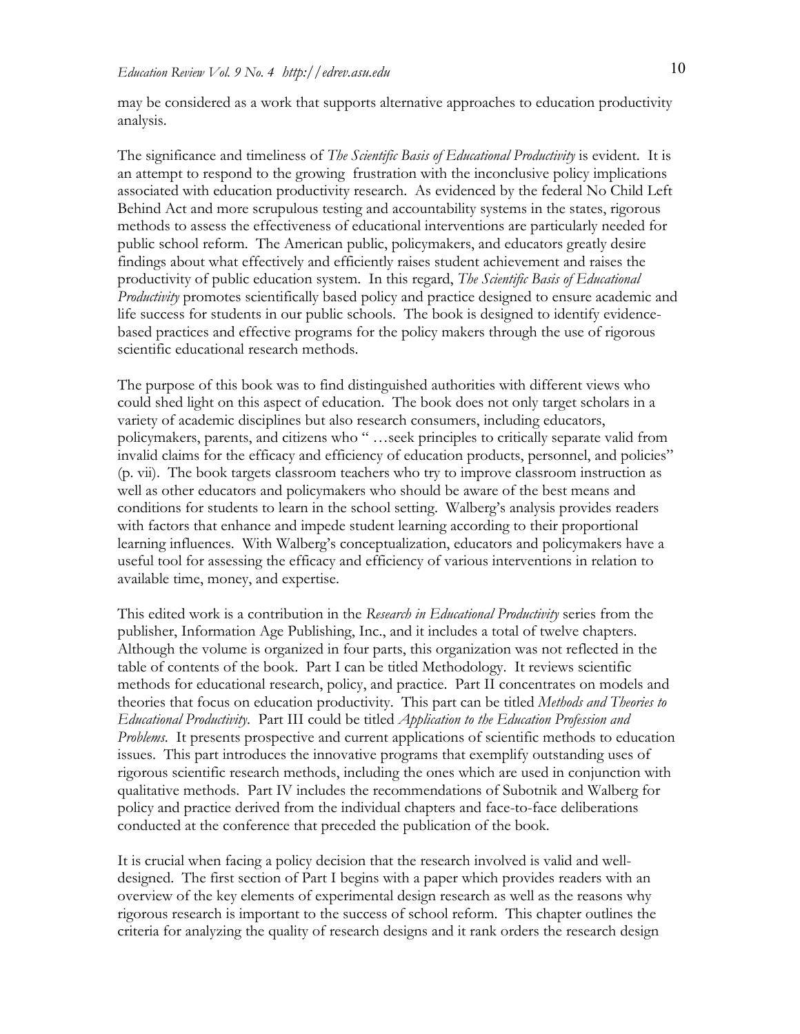may be considered as a work that supports alternative approaches to education productivity analysis.

The significance and timeliness of *The Scientific Basis of Educational Productivity* is evident. It is an attempt to respond to the growing frustration with the inconclusive policy implications associated with education productivity research. As evidenced by the federal No Child Left Behind Act and more scrupulous testing and accountability systems in the states, rigorous methods to assess the effectiveness of educational interventions are particularly needed for public school reform. The American public, policymakers, and educators greatly desire findings about what effectively and efficiently raises student achievement and raises the productivity of public education system. In this regard, *The Scientific Basis of Educational Productivity* promotes scientifically based policy and practice designed to ensure academic and life success for students in our public schools. The book is designed to identify evidence-based practices and effective programs for the policy makers through the use of rigorous scientific educational research methods.

The purpose of this book was to find distinguished authorities with different views who could shed light on this aspect of education. The book does not only target scholars in a variety of academic disciplines but also research consumers, including educators, policymakers, parents, and citizens who " …seek principles to critically separate valid from invalid claims for the efficacy and efficiency of education products, personnel, and policies" (p. vii). The book targets classroom teachers who try to improve classroom instruction as well as other educators and policymakers who should be aware of the best means and conditions for students to learn in the school setting. Walberg's analysis provides readers with factors that enhance and impede student learning according to their proportional learning influences. With Walberg's conceptualization, educators and policymakers have a useful tool for assessing the efficacy and efficiency of various interventions in relation to available time, money, and expertise.

This edited work is a contribution in the *Research in Educational Productivity* series from the publisher, Information Age Publishing, Inc., and it includes a total of twelve chapters. Although the volume is organized in four parts, this organization was not reflected in the table of contents of the book. Part I can be titled Methodology. It reviews scientific methods for educational research, policy, and practice. Part II concentrates on models and theories that focus on education productivity. This part can be titled *Methods and Theories to Educational Productivity*. Part III could be titled *Application to the Education Profession and Problems*. It presents prospective and current applications of scientific methods to education issues. This part introduces the innovative programs that exemplify outstanding uses of rigorous scientific research methods, including the ones which are used in conjunction with qualitative methods. Part IV includes the recommendations of Subotnik and Walberg for policy and practice derived from the individual chapters and face-to-face deliberations conducted at the conference that preceded the publication of the book.

It is crucial when facing a policy decision that the research involved is valid and well-designed. The first section of Part I begins with a paper which provides readers with an overview of the key elements of experimental design research as well as the reasons why rigorous research is important to the success of school reform. This chapter outlines the criteria for analyzing the quality of research designs and it rank orders the research design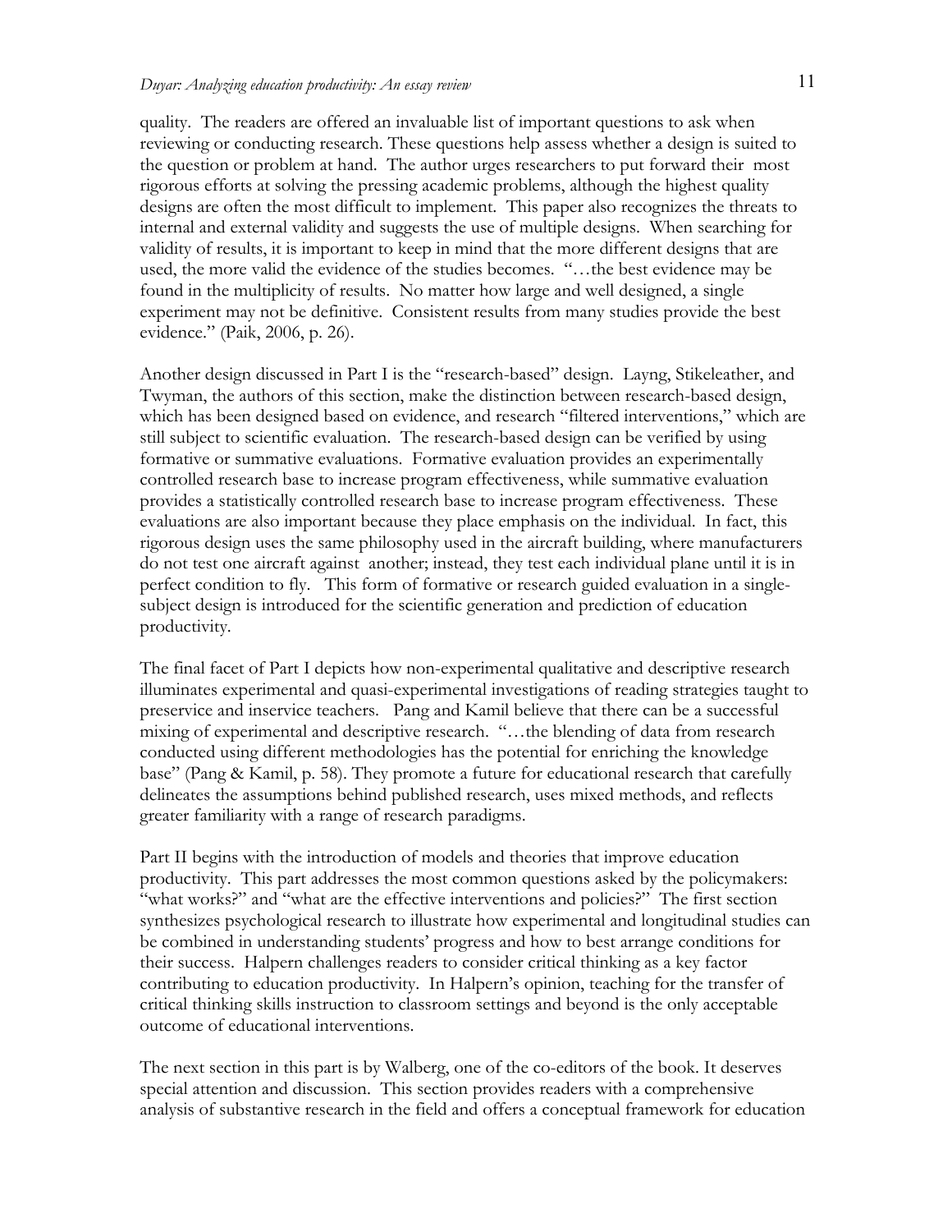quality. The readers are offered an invaluable list of important questions to ask when reviewing or conducting research. These questions help assess whether a design is suited to the question or problem at hand. The author urges researchers to put forward their most rigorous efforts at solving the pressing academic problems, although the highest quality designs are often the most difficult to implement. This paper also recognizes the threats to internal and external validity and suggests the use of multiple designs. When searching for validity of results, it is important to keep in mind that the more different designs that are used, the more valid the evidence of the studies becomes. "…the best evidence may be found in the multiplicity of results. No matter how large and well designed, a single experiment may not be definitive. Consistent results from many studies provide the best evidence." (Paik, 2006, p. 26).

Another design discussed in Part I is the "research-based" design. Layng, Stikeleather, and Twyman, the authors of this section, make the distinction between research-based design, which has been designed based on evidence, and research "filtered interventions," which are still subject to scientific evaluation. The research-based design can be verified by using formative or summative evaluations. Formative evaluation provides an experimentally controlled research base to increase program effectiveness, while summative evaluation provides a statistically controlled research base to increase program effectiveness. These evaluations are also important because they place emphasis on the individual. In fact, this rigorous design uses the same philosophy used in the aircraft building, where manufacturers do not test one aircraft against another; instead, they test each individual plane until it is in perfect condition to fly. This form of formative or research guided evaluation in a single-subject design is introduced for the scientific generation and prediction of education productivity.

The final facet of Part I depicts how non-experimental qualitative and descriptive research illuminates experimental and quasi-experimental investigations of reading strategies taught to preservice and inservice teachers. Pang and Kamil believe that there can be a successful mixing of experimental and descriptive research. "…the blending of data from research conducted using different methodologies has the potential for enriching the knowledge base" (Pang & Kamil, p. 58). They promote a future for educational research that carefully delineates the assumptions behind published research, uses mixed methods, and reflects greater familiarity with a range of research paradigms.

Part II begins with the introduction of models and theories that improve education productivity. This part addresses the most common questions asked by the policymakers: "what works?" and "what are the effective interventions and policies?" The first section synthesizes psychological research to illustrate how experimental and longitudinal studies can be combined in understanding students' progress and how to best arrange conditions for their success. Halpern challenges readers to consider critical thinking as a key factor contributing to education productivity. In Halpern's opinion, teaching for the transfer of critical thinking skills instruction to classroom settings and beyond is the only acceptable outcome of educational interventions.

The next section in this part is by Walberg, one of the co-editors of the book. It deserves special attention and discussion. This section provides readers with a comprehensive analysis of substantive research in the field and offers a conceptual framework for education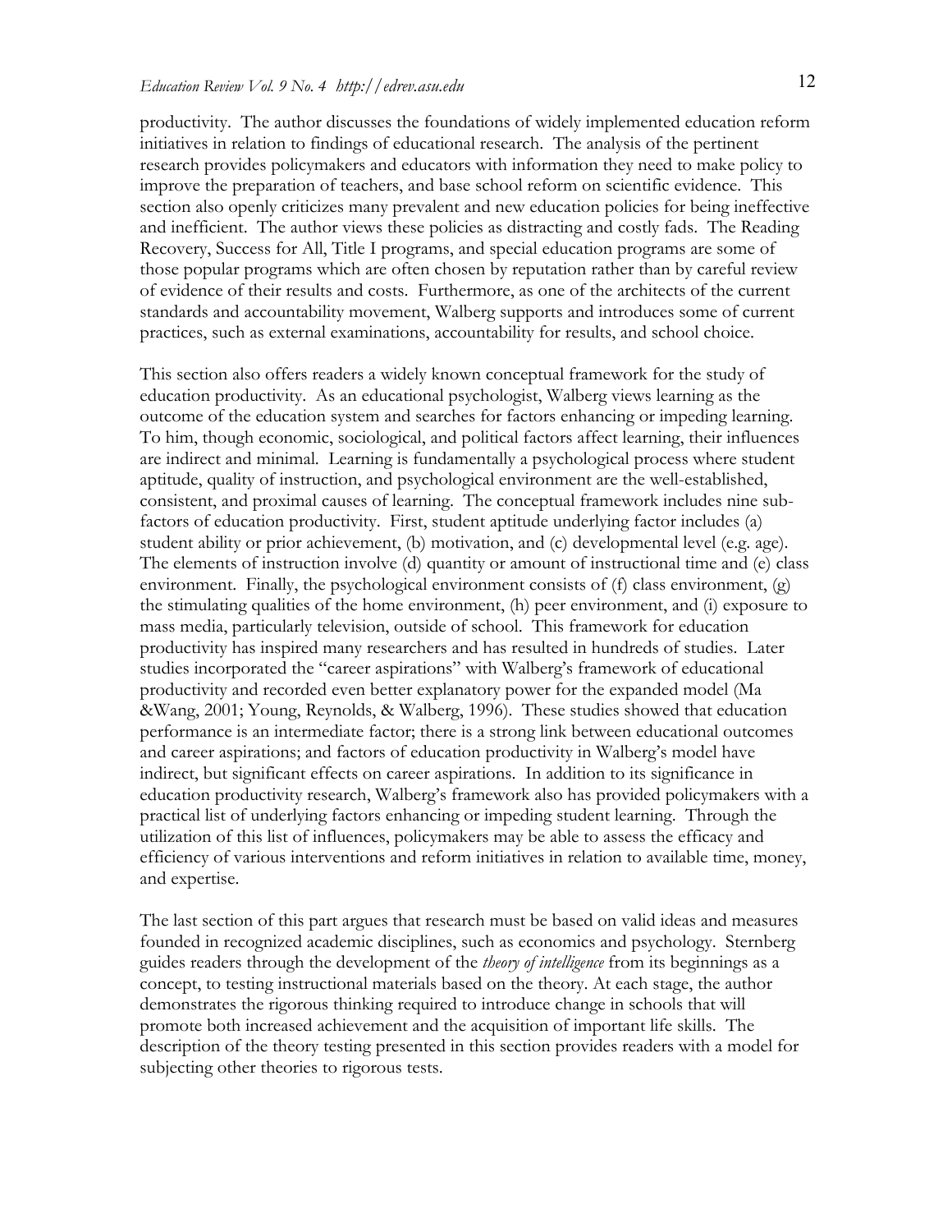productivity. The author discusses the foundations of widely implemented education reform initiatives in relation to findings of educational research. The analysis of the pertinent research provides policymakers and educators with information they need to make policy to improve the preparation of teachers, and base school reform on scientific evidence. This section also openly criticizes many prevalent and new education policies for being ineffective and inefficient. The author views these policies as distracting and costly fads. The Reading Recovery, Success for All, Title I programs, and special education programs are some of those popular programs which are often chosen by reputation rather than by careful review of evidence of their results and costs. Furthermore, as one of the architects of the current standards and accountability movement, Walberg supports and introduces some of current practices, such as external examinations, accountability for results, and school choice.

This section also offers readers a widely known conceptual framework for the study of education productivity. As an educational psychologist, Walberg views learning as the outcome of the education system and searches for factors enhancing or impeding learning. To him, though economic, sociological, and political factors affect learning, their influences are indirect and minimal. Learning is fundamentally a psychological process where student aptitude, quality of instruction, and psychological environment are the well-established, consistent, and proximal causes of learning. The conceptual framework includes nine sub-factors of education productivity. First, student aptitude underlying factor includes (a) student ability or prior achievement, (b) motivation, and (c) developmental level (e.g. age). The elements of instruction involve (d) quantity or amount of instructional time and (e) class environment. Finally, the psychological environment consists of (f) class environment, (g) the stimulating qualities of the home environment, (h) peer environment, and (i) exposure to mass media, particularly television, outside of school. This framework for education productivity has inspired many researchers and has resulted in hundreds of studies. Later studies incorporated the "career aspirations" with Walberg's framework of educational productivity and recorded even better explanatory power for the expanded model (Ma &Wang, 2001; Young, Reynolds, & Walberg, 1996). These studies showed that education performance is an intermediate factor; there is a strong link between educational outcomes and career aspirations; and factors of education productivity in Walberg's model have indirect, but significant effects on career aspirations. In addition to its significance in education productivity research, Walberg's framework also has provided policymakers with a practical list of underlying factors enhancing or impeding student learning. Through the utilization of this list of influences, policymakers may be able to assess the efficacy and efficiency of various interventions and reform initiatives in relation to available time, money, and expertise.

The last section of this part argues that research must be based on valid ideas and measures founded in recognized academic disciplines, such as economics and psychology. Sternberg guides readers through the development of the *theory of intelligence* from its beginnings as a concept, to testing instructional materials based on the theory. At each stage, the author demonstrates the rigorous thinking required to introduce change in schools that will promote both increased achievement and the acquisition of important life skills. The description of the theory testing presented in this section provides readers with a model for subjecting other theories to rigorous tests.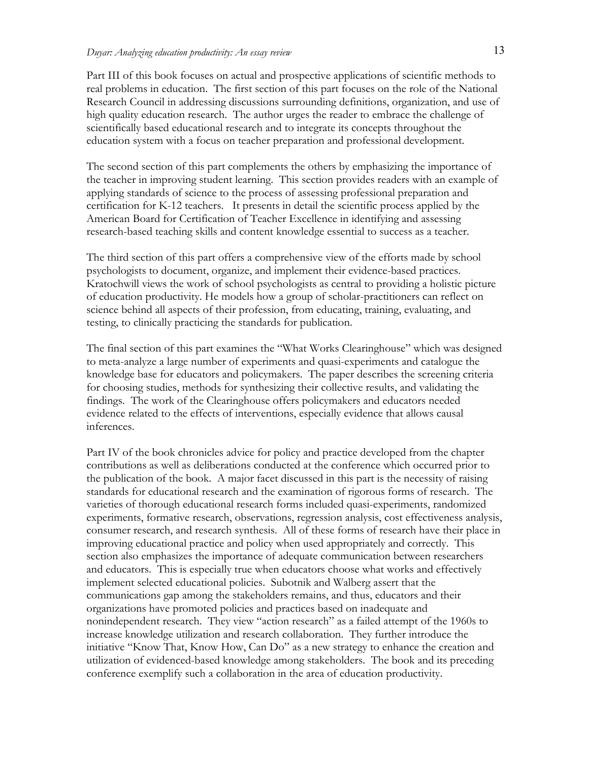Part III of this book focuses on actual and prospective applications of scientific methods to real problems in education. The first section of this part focuses on the role of the National Research Council in addressing discussions surrounding definitions, organization, and use of high quality education research. The author urges the reader to embrace the challenge of scientifically based educational research and to integrate its concepts throughout the education system with a focus on teacher preparation and professional development.

The second section of this part complements the others by emphasizing the importance of the teacher in improving student learning. This section provides readers with an example of applying standards of science to the process of assessing professional preparation and certification for K-12 teachers. It presents in detail the scientific process applied by the American Board for Certification of Teacher Excellence in identifying and assessing research-based teaching skills and content knowledge essential to success as a teacher.

The third section of this part offers a comprehensive view of the efforts made by school psychologists to document, organize, and implement their evidence-based practices. Kratochwill views the work of school psychologists as central to providing a holistic picture of education productivity. He models how a group of scholar-practitioners can reflect on science behind all aspects of their profession, from educating, training, evaluating, and testing, to clinically practicing the standards for publication.

The final section of this part examines the "What Works Clearinghouse" which was designed to meta-analyze a large number of experiments and quasi-experiments and catalogue the knowledge base for educators and policymakers. The paper describes the screening criteria for choosing studies, methods for synthesizing their collective results, and validating the findings. The work of the Clearinghouse offers policymakers and educators needed evidence related to the effects of interventions, especially evidence that allows causal inferences.

Part IV of the book chronicles advice for policy and practice developed from the chapter contributions as well as deliberations conducted at the conference which occurred prior to the publication of the book. A major facet discussed in this part is the necessity of raising standards for educational research and the examination of rigorous forms of research. The varieties of thorough educational research forms included quasi-experiments, randomized experiments, formative research, observations, regression analysis, cost effectiveness analysis, consumer research, and research synthesis. All of these forms of research have their place in improving educational practice and policy when used appropriately and correctly. This section also emphasizes the importance of adequate communication between researchers and educators. This is especially true when educators choose what works and effectively implement selected educational policies. Subotnik and Walberg assert that the communications gap among the stakeholders remains, and thus, educators and their organizations have promoted policies and practices based on inadequate and nonindependent research. They view "action research" as a failed attempt of the 1960s to increase knowledge utilization and research collaboration. They further introduce the initiative "Know That, Know How, Can Do" as a new strategy to enhance the creation and utilization of evidenced-based knowledge among stakeholders. The book and its preceding conference exemplify such a collaboration in the area of education productivity.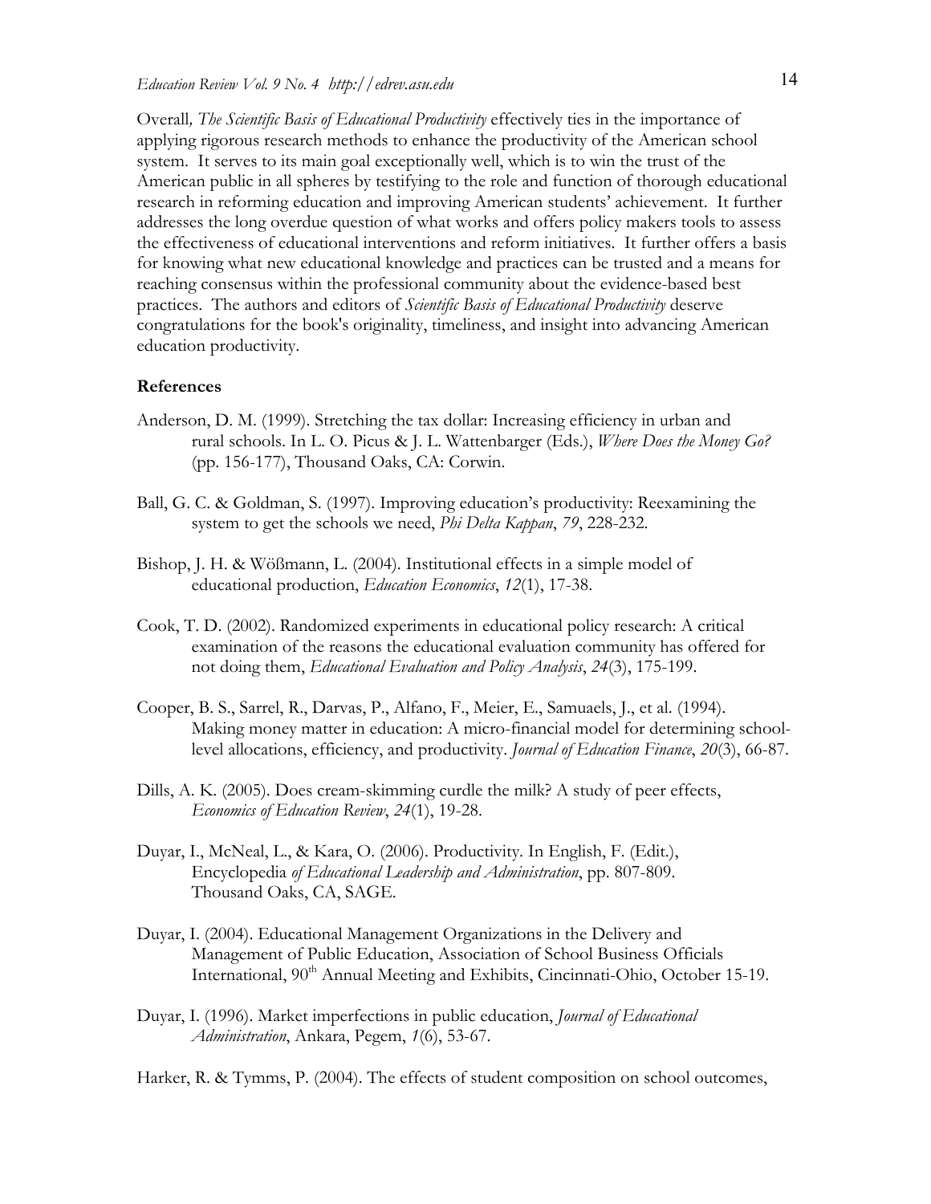Overall*, The Scientific Basis of Educational Productivity* effectively ties in the importance of applying rigorous research methods to enhance the productivity of the American school system. It serves to its main goal exceptionally well, which is to win the trust of the American public in all spheres by testifying to the role and function of thorough educational research in reforming education and improving American students' achievement. It further addresses the long overdue question of what works and offers policy makers tools to assess the effectiveness of educational interventions and reform initiatives. It further offers a basis for knowing what new educational knowledge and practices can be trusted and a means for reaching consensus within the professional community about the evidence-based best practices. The authors and editors of *Scientific Basis of Educational Productivity* deserve congratulations for the book's originality, timeliness, and insight into advancing American education productivity.

**References**

Anderson, D. M. (1999). Stretching the tax dollar: Increasing efficiency in urban and rural schools. In L. O. Picus & J. L. Wattenbarger (Eds.), *Where Does the Money Go?* (pp. 156-177), Thousand Oaks, CA: Corwin.

Ball, G. C. & Goldman, S. (1997). Improving education's productivity: Reexamining the system to get the schools we need, *Phi Delta Kappan*, *79*, 228-232.

Bishop, J. H. & Wößmann, L. (2004). Institutional effects in a simple model of educational production, *Education Economics*, *12*(1), 17-38.

Cook, T. D. (2002). Randomized experiments in educational policy research: A critical examination of the reasons the educational evaluation community has offered for not doing them, *Educational Evaluation and Policy Analysis*, *24*(3), 175-199.

Cooper, B. S., Sarrel, R., Darvas, P., Alfano, F., Meier, E., Samuaels, J., et al. (1994). Making money matter in education: A micro-financial model for determining school-level allocations, efficiency, and productivity. *Journal of Education Finance*, *20*(3), 66-87.

Dills, A. K. (2005). Does cream-skimming curdle the milk? A study of peer effects, *Economics of Education Review*, *24*(1), 19-28.

Duyar, I., McNeal, L., & Kara, O. (2006). Productivity. In English, F. (Edit.), Encyclopedia *of Educational Leadership and Administration*, pp. 807-809. Thousand Oaks, CA, SAGE.

Duyar, I. (2004). Educational Management Organizations in the Delivery and Management of Public Education, Association of School Business Officials International, 90th Annual Meeting and Exhibits, Cincinnati-Ohio, October 15-19.

Duyar, I. (1996). Market imperfections in public education, *Journal of Educational Administration*, Ankara, Pegem, *1*(6), 53-67.

Harker, R. & Tymms, P. (2004). The effects of student composition on school outcomes,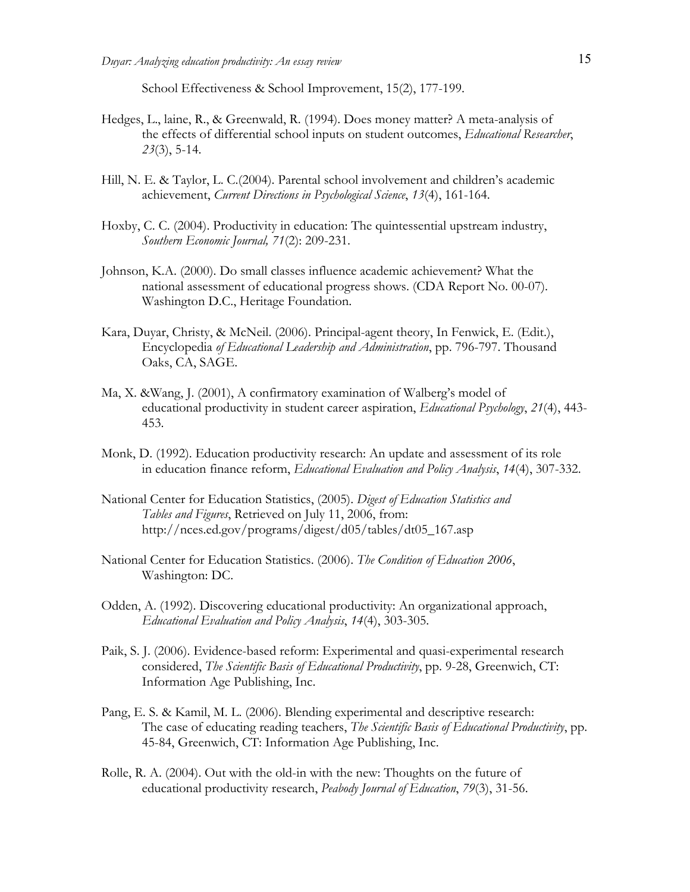School Effectiveness & School Improvement, 15(2), 177-199.

Hedges, L., laine, R., & Greenwald, R. (1994). Does money matter? A meta-analysis of the effects of differential school inputs on student outcomes, *Educational Researcher*, *23*(3), 5-14.

Hill, N. E. & Taylor, L. C.(2004). Parental school involvement and children's academic achievement, *Current Directions in Psychological Science*, *13*(4), 161-164.

Hoxby, C. C. (2004). Productivity in education: The quintessential upstream industry, *Southern Economic Journal, 71*(2): 209-231.

Johnson, K.A. (2000). Do small classes influence academic achievement? What the national assessment of educational progress shows. (CDA Report No. 00-07). Washington D.C., Heritage Foundation.

Kara, Duyar, Christy, & McNeil. (2006). Principal-agent theory, In Fenwick, E. (Edit.), Encyclopedia *of Educational Leadership and Administration*, pp. 796-797. Thousand Oaks, CA, SAGE.

Ma, X. &Wang, J. (2001), A confirmatory examination of Walberg's model of educational productivity in student career aspiration, *Educational Psychology*, *21*(4), 443-453.

Monk, D. (1992). Education productivity research: An update and assessment of its role in education finance reform, *Educational Evaluation and Policy Analysis*, *14*(4), 307-332.

National Center for Education Statistics, (2005). *Digest of Education Statistics and Tables and Figures*, Retrieved on July 11, 2006, from: http://nces.ed.gov/programs/digest/d05/tables/dt05_167.asp

National Center for Education Statistics. (2006). *The Condition of Education 2006*, Washington: DC.

Odden, A. (1992). Discovering educational productivity: An organizational approach, *Educational Evaluation and Policy Analysis*, *14*(4), 303-305.

Paik, S. J. (2006). Evidence-based reform: Experimental and quasi-experimental research considered, *The Scientific Basis of Educational Productivity*, pp. 9-28, Greenwich, CT: Information Age Publishing, Inc.

Pang, E. S. & Kamil, M. L. (2006). Blending experimental and descriptive research: The case of educating reading teachers, *The Scientific Basis of Educational Productivity*, pp. 45-84, Greenwich, CT: Information Age Publishing, Inc.

Rolle, R. A. (2004). Out with the old-in with the new: Thoughts on the future of educational productivity research, *Peabody Journal of Education*, *79*(3), 31-56.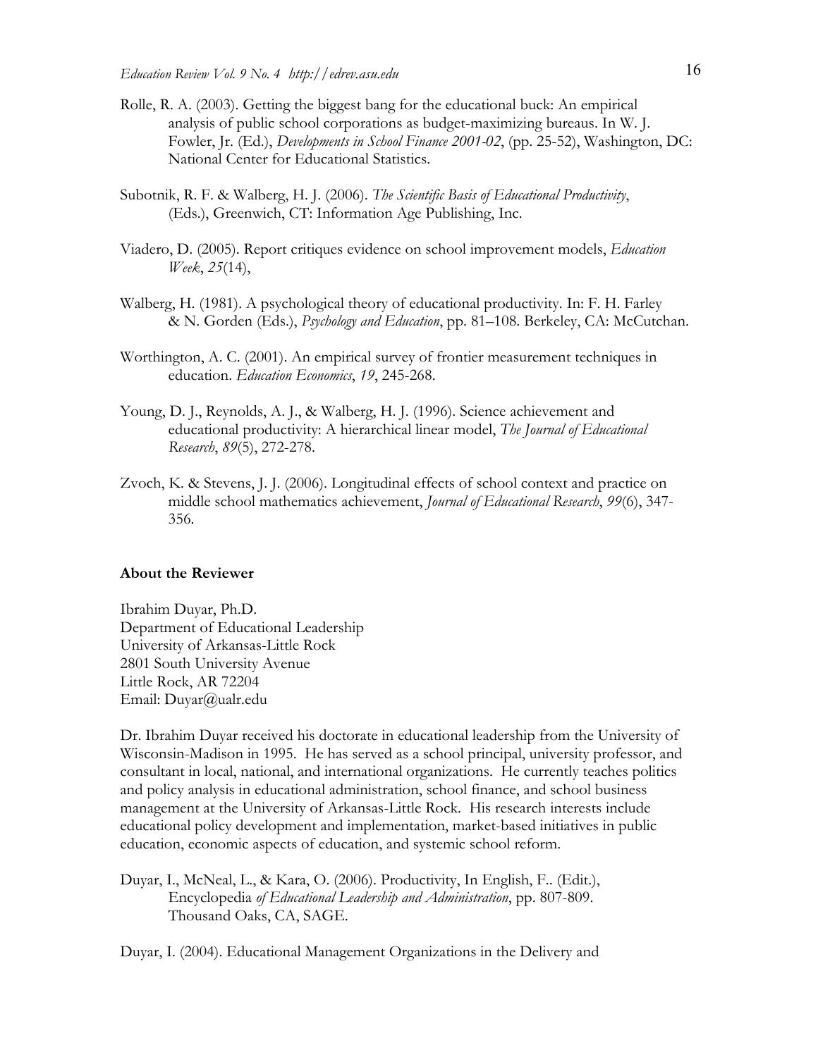Rolle, R. A. (2003). Getting the biggest bang for the educational buck: An empirical analysis of public school corporations as budget-maximizing bureaus. In W. J. Fowler, Jr. (Ed.), *Developments in School Finance 2001-02*, (pp. 25-52), Washington, DC: National Center for Educational Statistics.

Subotnik, R. F. & Walberg, H. J. (2006). *The Scientific Basis of Educational Productivity*, (Eds.), Greenwich, CT: Information Age Publishing, Inc.

Viadero, D. (2005). Report critiques evidence on school improvement models, *Education Week*, *25*(14),

Walberg, H. (1981). A psychological theory of educational productivity. In: F. H. Farley & N. Gorden (Eds.), *Psychology and Education*, pp. 81–108. Berkeley, CA: McCutchan.

Worthington, A. C. (2001). An empirical survey of frontier measurement techniques in education. *Education Economics*, *19*, 245-268.

Young, D. J., Reynolds, A. J., & Walberg, H. J. (1996). Science achievement and educational productivity: A hierarchical linear model, *The Journal of Educational Research*, *89*(5), 272-278.

Zvoch, K. & Stevens, J. J. (2006). Longitudinal effects of school context and practice on middle school mathematics achievement, *Journal of Educational Research*, *99*(6), 347-356.

## About the Reviewer

Ibrahim Duyar, Ph.D.
Department of Educational Leadership
University of Arkansas-Little Rock
2801 South University Avenue
Little Rock, AR 72204
Email: Duyar@ualr.edu

Dr. Ibrahim Duyar received his doctorate in educational leadership from the University of Wisconsin-Madison in 1995. He has served as a school principal, university professor, and consultant in local, national, and international organizations. He currently teaches politics and policy analysis in educational administration, school finance, and school business management at the University of Arkansas-Little Rock. His research interests include educational policy development and implementation, market-based initiatives in public education, economic aspects of education, and systemic school reform.

Duyar, I., McNeal, L., & Kara, O. (2006). Productivity, In English, F.. (Edit.), Encyclopedia *of Educational Leadership and Administration*, pp. 807-809. Thousand Oaks, CA, SAGE.

Duyar, I. (2004). Educational Management Organizations in the Delivery and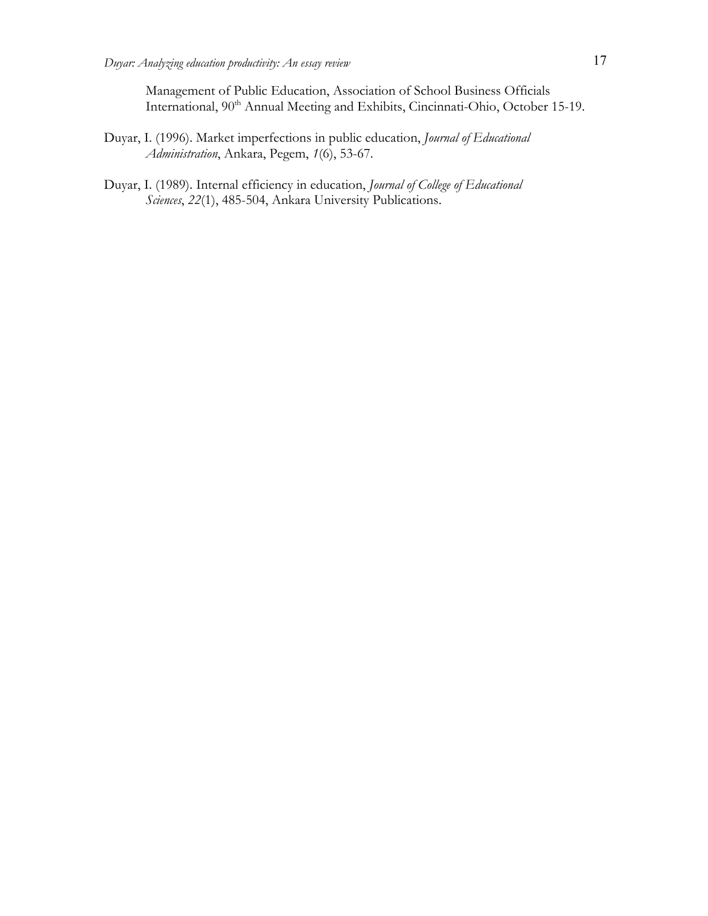Management of Public Education, Association of School Business Officials International, 90th Annual Meeting and Exhibits, Cincinnati-Ohio, October 15-19.

Duyar, I. (1996). Market imperfections in public education, *Journal of Educational Administration*, Ankara, Pegem, *1*(6), 53-67.

Duyar, I. (1989). Internal efficiency in education, *Journal of College of Educational Sciences*, *22*(1), 485-504, Ankara University Publications.